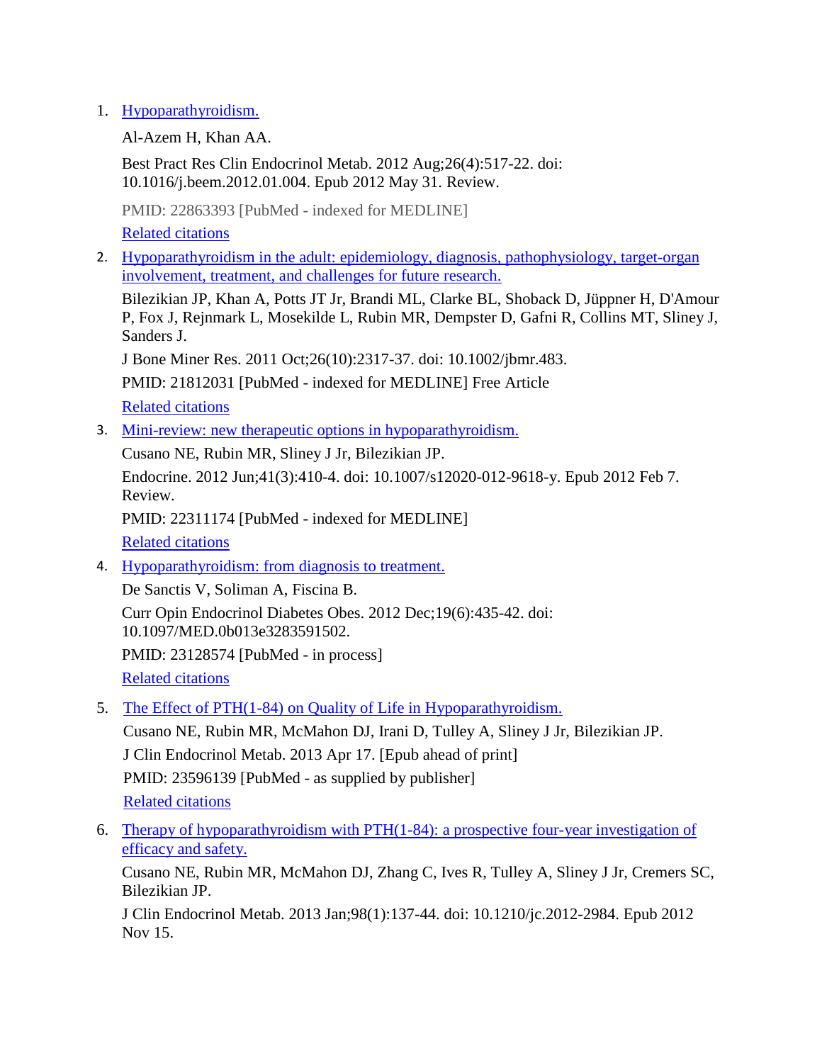1. [Hypoparathyroidism.]

   Al-Azem H, Khan AA.

   Best Pract Res Clin Endocrinol Metab. 2012 Aug;26(4):517-22. doi: 10.1016/j.beem.2012.01.004. Epub 2012 May 31. Review.

   PMID: 22863393 [PubMed - indexed for MEDLINE]

   [Related citations]

2. [Hypoparathyroidism in the adult: epidemiology, diagnosis, pathophysiology, target-organ involvement, treatment, and challenges for future research.]

   Bilezikian JP, Khan A, Potts JT Jr, Brandi ML, Clarke BL, Shoback D, Jüppner H, D'Amour P, Fox J, Rejnmark L, Mosekilde L, Rubin MR, Dempster D, Gafni R, Collins MT, Sliney J, Sanders J.

   J Bone Miner Res. 2011 Oct;26(10):2317-37. doi: 10.1002/jbmr.483.

   PMID: 21812031 [PubMed - indexed for MEDLINE] Free Article

   [Related citations]

3. [Mini-review: new therapeutic options in hypoparathyroidism.]

   Cusano NE, Rubin MR, Sliney J Jr, Bilezikian JP.

   Endocrine. 2012 Jun;41(3):410-4. doi: 10.1007/s12020-012-9618-y. Epub 2012 Feb 7. Review.

   PMID: 22311174 [PubMed - indexed for MEDLINE]

   [Related citations]

4. [Hypoparathyroidism: from diagnosis to treatment.]

   De Sanctis V, Soliman A, Fiscina B.

   Curr Opin Endocrinol Diabetes Obes. 2012 Dec;19(6):435-42. doi: 10.1097/MED.0b013e3283591502.

   PMID: 23128574 [PubMed - in process]

   [Related citations]

5. [The Effect of PTH(1-84) on Quality of Life in Hypoparathyroidism.]

   Cusano NE, Rubin MR, McMahon DJ, Irani D, Tulley A, Sliney J Jr, Bilezikian JP.

   J Clin Endocrinol Metab. 2013 Apr 17. [Epub ahead of print]

   PMID: 23596139 [PubMed - as supplied by publisher]

   [Related citations]

6. [Therapy of hypoparathyroidism with PTH(1-84): a prospective four-year investigation of efficacy and safety.]

   Cusano NE, Rubin MR, McMahon DJ, Zhang C, Ives R, Tulley A, Sliney J Jr, Cremers SC, Bilezikian JP.

   J Clin Endocrinol Metab. 2013 Jan;98(1):137-44. doi: 10.1210/jc.2012-2984. Epub 2012 Nov 15.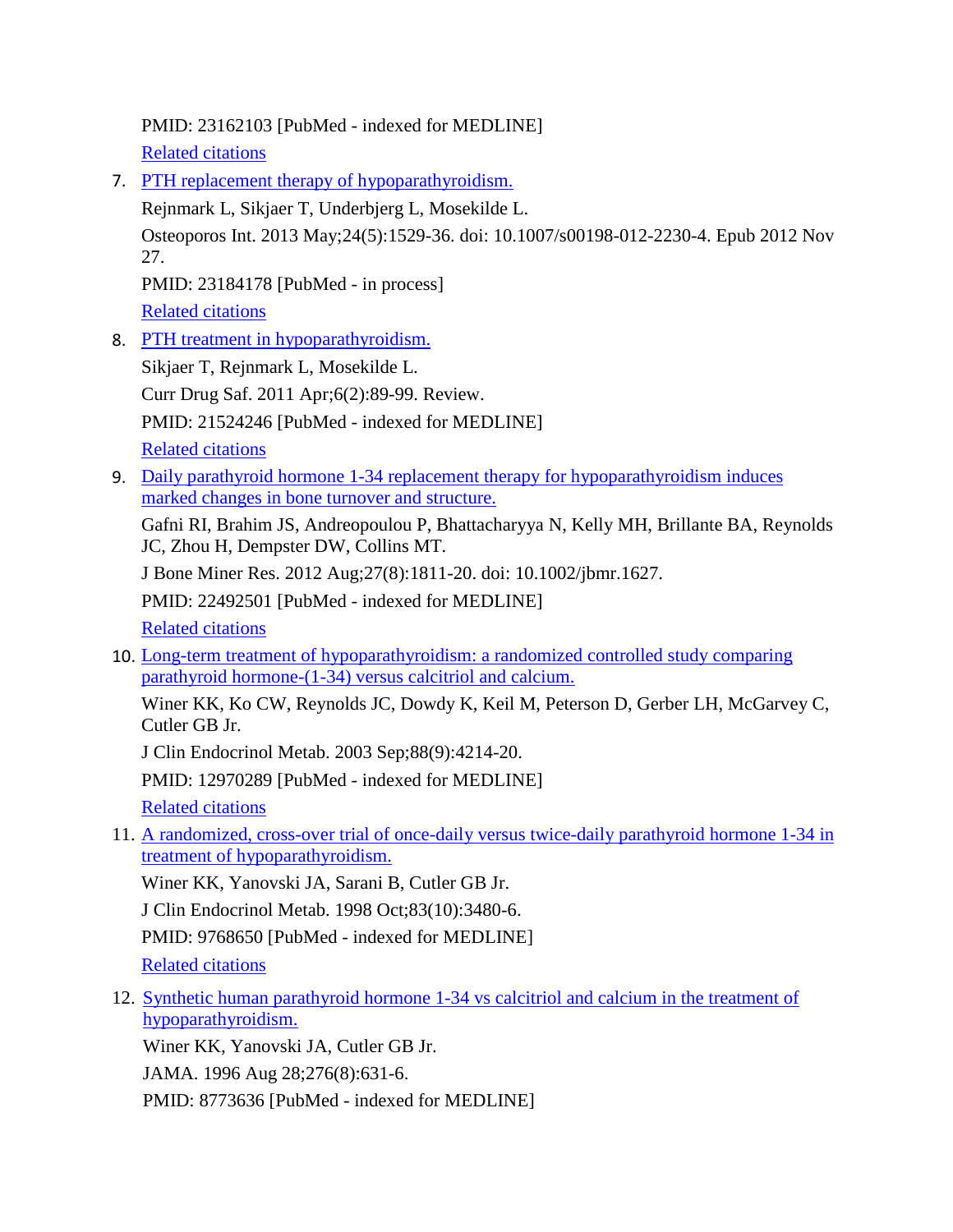PMID: 23162103 [PubMed - indexed for MEDLINE]

Related citations

7. PTH replacement therapy of hypoparathyroidism.

   Rejnmark L, Sikjaer T, Underbjerg L, Mosekilde L.

   Osteoporos Int. 2013 May;24(5):1529-36. doi: 10.1007/s00198-012-2230-4. Epub 2012 Nov 27.

   PMID: 23184178 [PubMed - in process]

   Related citations

8. PTH treatment in hypoparathyroidism.

   Sikjaer T, Rejnmark L, Mosekilde L.

   Curr Drug Saf. 2011 Apr;6(2):89-99. Review.

   PMID: 21524246 [PubMed - indexed for MEDLINE]

   Related citations

9. Daily parathyroid hormone 1-34 replacement therapy for hypoparathyroidism induces marked changes in bone turnover and structure.

   Gafni RI, Brahim JS, Andreopoulou P, Bhattacharyya N, Kelly MH, Brillante BA, Reynolds JC, Zhou H, Dempster DW, Collins MT.

   J Bone Miner Res. 2012 Aug;27(8):1811-20. doi: 10.1002/jbmr.1627.

   PMID: 22492501 [PubMed - indexed for MEDLINE]

   Related citations

10. Long-term treatment of hypoparathyroidism: a randomized controlled study comparing parathyroid hormone-(1-34) versus calcitriol and calcium.

    Winer KK, Ko CW, Reynolds JC, Dowdy K, Keil M, Peterson D, Gerber LH, McGarvey C, Cutler GB Jr.

    J Clin Endocrinol Metab. 2003 Sep;88(9):4214-20.

    PMID: 12970289 [PubMed - indexed for MEDLINE]

    Related citations

11. A randomized, cross-over trial of once-daily versus twice-daily parathyroid hormone 1-34 in treatment of hypoparathyroidism.

    Winer KK, Yanovski JA, Sarani B, Cutler GB Jr.

    J Clin Endocrinol Metab. 1998 Oct;83(10):3480-6.

    PMID: 9768650 [PubMed - indexed for MEDLINE]

    Related citations

12. Synthetic human parathyroid hormone 1-34 vs calcitriol and calcium in the treatment of hypoparathyroidism.

    Winer KK, Yanovski JA, Cutler GB Jr.

    JAMA. 1996 Aug 28;276(8):631-6.

    PMID: 8773636 [PubMed - indexed for MEDLINE]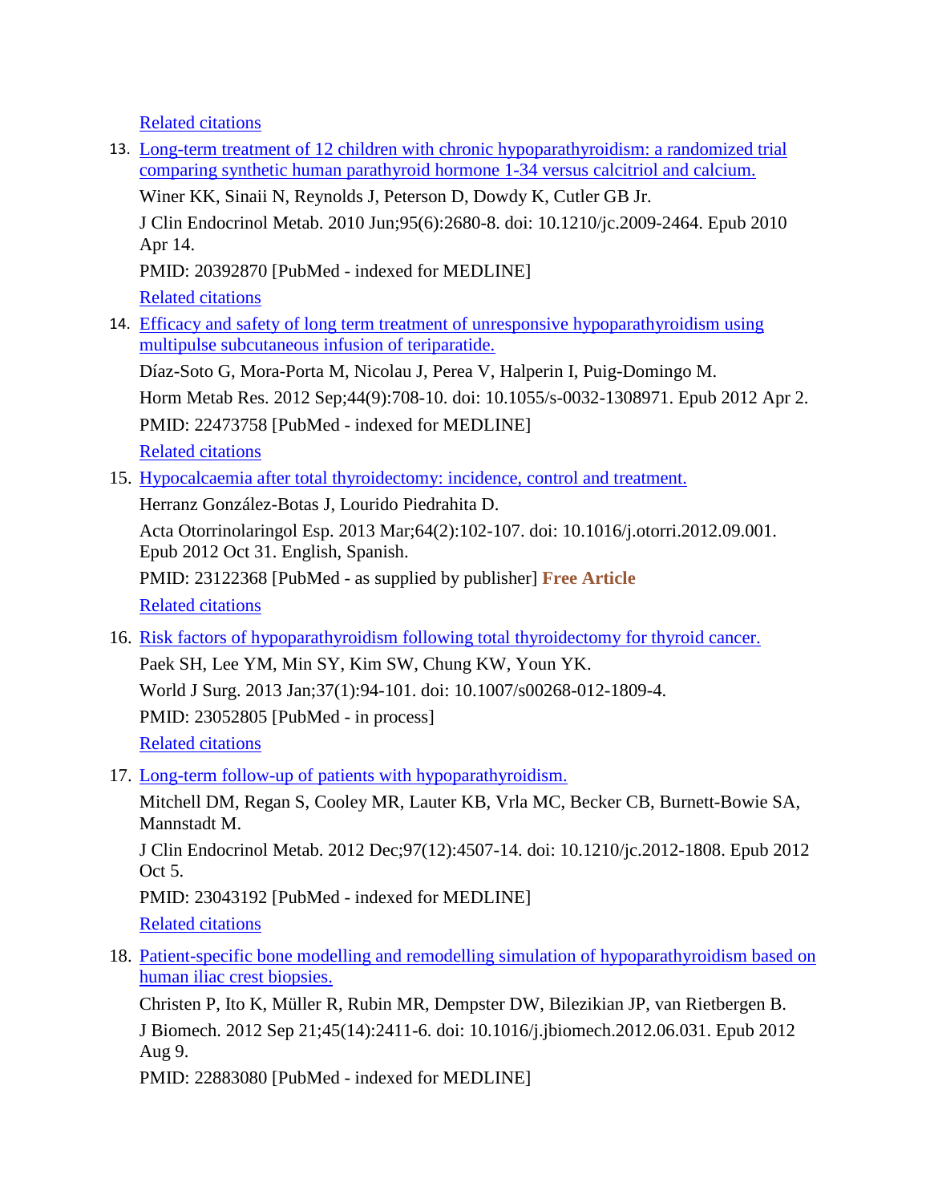[Related citations](#)

13. [Long-term treatment of 12 children with chronic hypoparathyroidism: a randomized trial comparing synthetic human parathyroid hormone 1-34 versus calcitriol and calcium.](#)

    Winer KK, Sinaii N, Reynolds J, Peterson D, Dowdy K, Cutler GB Jr.

    J Clin Endocrinol Metab. 2010 Jun;95(6):2680-8. doi: 10.1210/jc.2009-2464. Epub 2010 Apr 14.

    PMID: 20392870 [PubMed - indexed for MEDLINE]

    [Related citations](#)

14. [Efficacy and safety of long term treatment of unresponsive hypoparathyroidism using multipulse subcutaneous infusion of teriparatide.](#)

    Díaz-Soto G, Mora-Porta M, Nicolau J, Perea V, Halperin I, Puig-Domingo M.

    Horm Metab Res. 2012 Sep;44(9):708-10. doi: 10.1055/s-0032-1308971. Epub 2012 Apr 2.

    PMID: 22473758 [PubMed - indexed for MEDLINE]

    [Related citations](#)

15. [Hypocalcaemia after total thyroidectomy: incidence, control and treatment.](#)

    Herranz González-Botas J, Lourido Piedrahita D.

    Acta Otorrinolaringol Esp. 2013 Mar;64(2):102-107. doi: 10.1016/j.otorri.2012.09.001. Epub 2012 Oct 31. English, Spanish.

    PMID: 23122368 [PubMed - as supplied by publisher] **Free Article**

    [Related citations](#)

16. [Risk factors of hypoparathyroidism following total thyroidectomy for thyroid cancer.](#)

    Paek SH, Lee YM, Min SY, Kim SW, Chung KW, Youn YK.

    World J Surg. 2013 Jan;37(1):94-101. doi: 10.1007/s00268-012-1809-4.

    PMID: 23052805 [PubMed - in process]

    [Related citations](#)

17. [Long-term follow-up of patients with hypoparathyroidism.](#)

    Mitchell DM, Regan S, Cooley MR, Lauter KB, Vrla MC, Becker CB, Burnett-Bowie SA, Mannstadt M.

    J Clin Endocrinol Metab. 2012 Dec;97(12):4507-14. doi: 10.1210/jc.2012-1808. Epub 2012 Oct 5.

    PMID: 23043192 [PubMed - indexed for MEDLINE]

    [Related citations](#)

18. [Patient-specific bone modelling and remodelling simulation of hypoparathyroidism based on human iliac crest biopsies.](#)

    Christen P, Ito K, Müller R, Rubin MR, Dempster DW, Bilezikian JP, van Rietbergen B.

    J Biomech. 2012 Sep 21;45(14):2411-6. doi: 10.1016/j.jbiomech.2012.06.031. Epub 2012 Aug 9.

    PMID: 22883080 [PubMed - indexed for MEDLINE]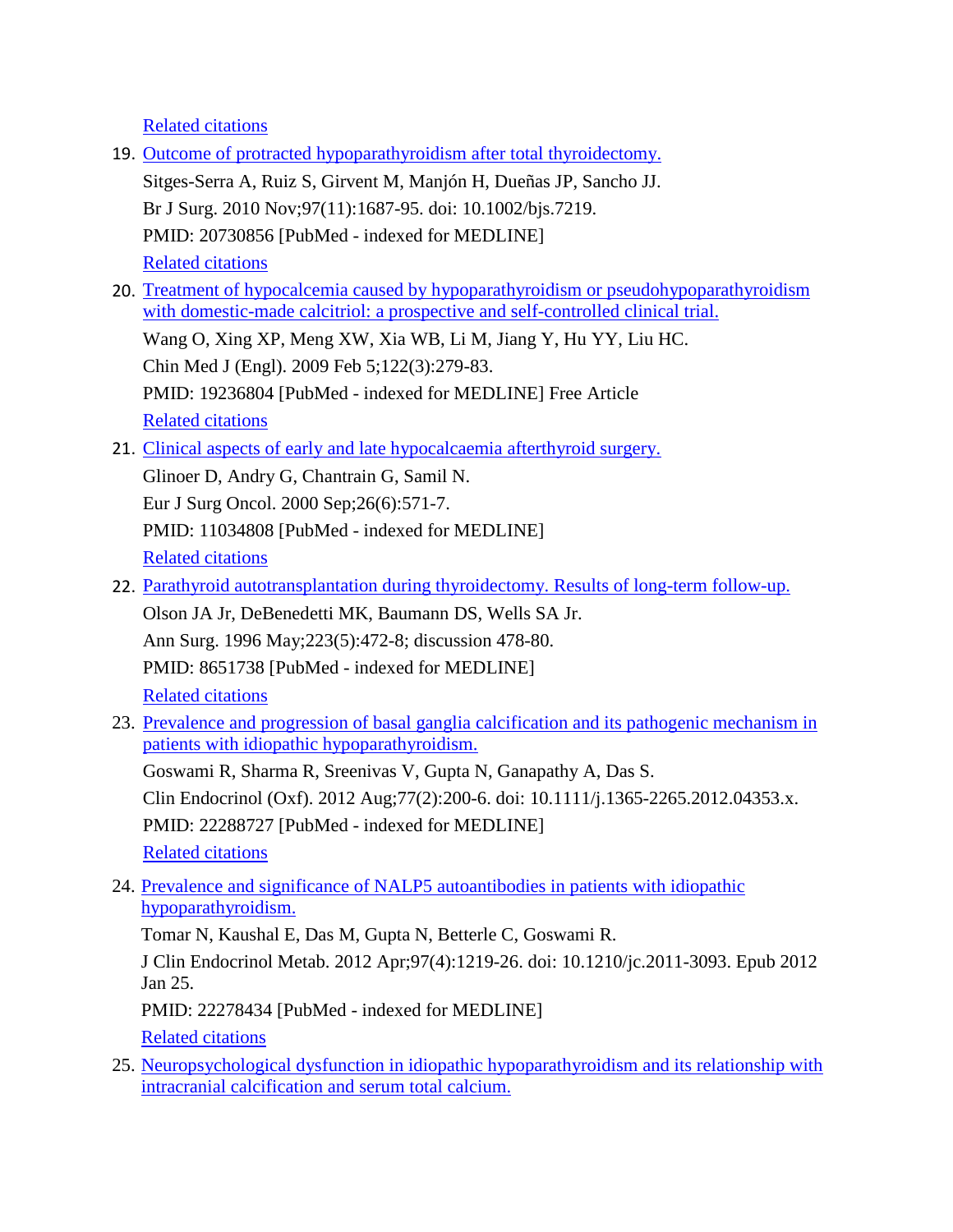Related citations

19. Outcome of protracted hypoparathyroidism after total thyroidectomy.
    Sitges-Serra A, Ruiz S, Girvent M, Manjón H, Dueñas JP, Sancho JJ.
    Br J Surg. 2010 Nov;97(11):1687-95. doi: 10.1002/bjs.7219.
    PMID: 20730856 [PubMed - indexed for MEDLINE]
    Related citations
20. Treatment of hypocalcemia caused by hypoparathyroidism or pseudohypoparathyroidism with domestic-made calcitriol: a prospective and self-controlled clinical trial.
    Wang O, Xing XP, Meng XW, Xia WB, Li M, Jiang Y, Hu YY, Liu HC.
    Chin Med J (Engl). 2009 Feb 5;122(3):279-83.
    PMID: 19236804 [PubMed - indexed for MEDLINE] Free Article
    Related citations
21. Clinical aspects of early and late hypocalcaemia afterthyroid surgery.
    Glinoer D, Andry G, Chantrain G, Samil N.
    Eur J Surg Oncol. 2000 Sep;26(6):571-7.
    PMID: 11034808 [PubMed - indexed for MEDLINE]
    Related citations
22. Parathyroid autotransplantation during thyroidectomy. Results of long-term follow-up.
    Olson JA Jr, DeBenedetti MK, Baumann DS, Wells SA Jr.
    Ann Surg. 1996 May;223(5):472-8; discussion 478-80.
    PMID: 8651738 [PubMed - indexed for MEDLINE]
    Related citations
23. Prevalence and progression of basal ganglia calcification and its pathogenic mechanism in patients with idiopathic hypoparathyroidism.
    Goswami R, Sharma R, Sreenivas V, Gupta N, Ganapathy A, Das S.
    Clin Endocrinol (Oxf). 2012 Aug;77(2):200-6. doi: 10.1111/j.1365-2265.2012.04353.x.
    PMID: 22288727 [PubMed - indexed for MEDLINE]
    Related citations
24. Prevalence and significance of NALP5 autoantibodies in patients with idiopathic hypoparathyroidism.
    Tomar N, Kaushal E, Das M, Gupta N, Betterle C, Goswami R.
    J Clin Endocrinol Metab. 2012 Apr;97(4):1219-26. doi: 10.1210/jc.2011-3093. Epub 2012 Jan 25.
    PMID: 22278434 [PubMed - indexed for MEDLINE]
    Related citations
25. Neuropsychological dysfunction in idiopathic hypoparathyroidism and its relationship with intracranial calcification and serum total calcium.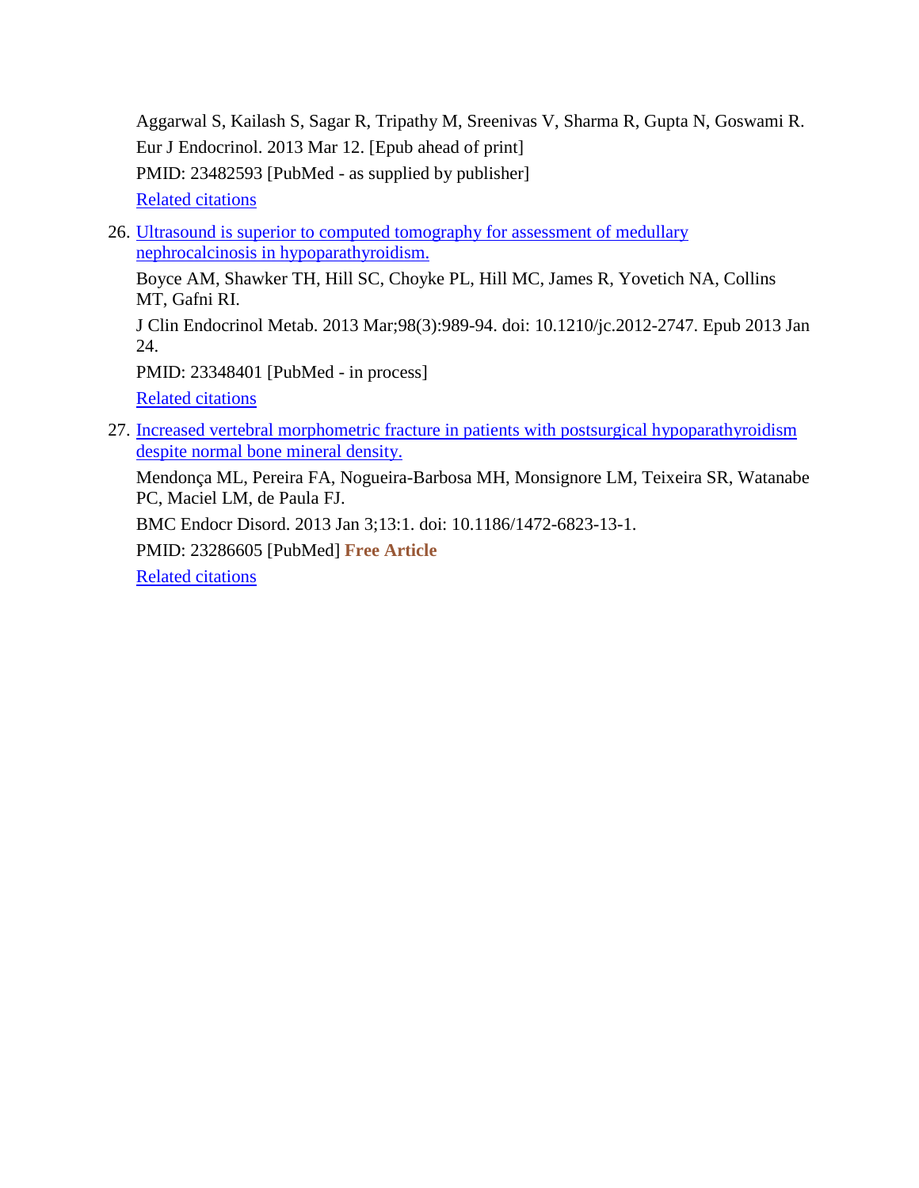Aggarwal S, Kailash S, Sagar R, Tripathy M, Sreenivas V, Sharma R, Gupta N, Goswami R.

Eur J Endocrinol. 2013 Mar 12. [Epub ahead of print]

PMID: 23482593 [PubMed - as supplied by publisher]

Related citations

26. Ultrasound is superior to computed tomography for assessment of medullary nephrocalcinosis in hypoparathyroidism.

    Boyce AM, Shawker TH, Hill SC, Choyke PL, Hill MC, James R, Yovetich NA, Collins MT, Gafni RI.

    J Clin Endocrinol Metab. 2013 Mar;98(3):989-94. doi: 10.1210/jc.2012-2747. Epub 2013 Jan 24.

    PMID: 23348401 [PubMed - in process]

    Related citations

27. Increased vertebral morphometric fracture in patients with postsurgical hypoparathyroidism despite normal bone mineral density.

    Mendonça ML, Pereira FA, Nogueira-Barbosa MH, Monsignore LM, Teixeira SR, Watanabe PC, Maciel LM, de Paula FJ.

    BMC Endocr Disord. 2013 Jan 3;13:1. doi: 10.1186/1472-6823-13-1.

    PMID: 23286605 [PubMed] **Free Article**

    Related citations